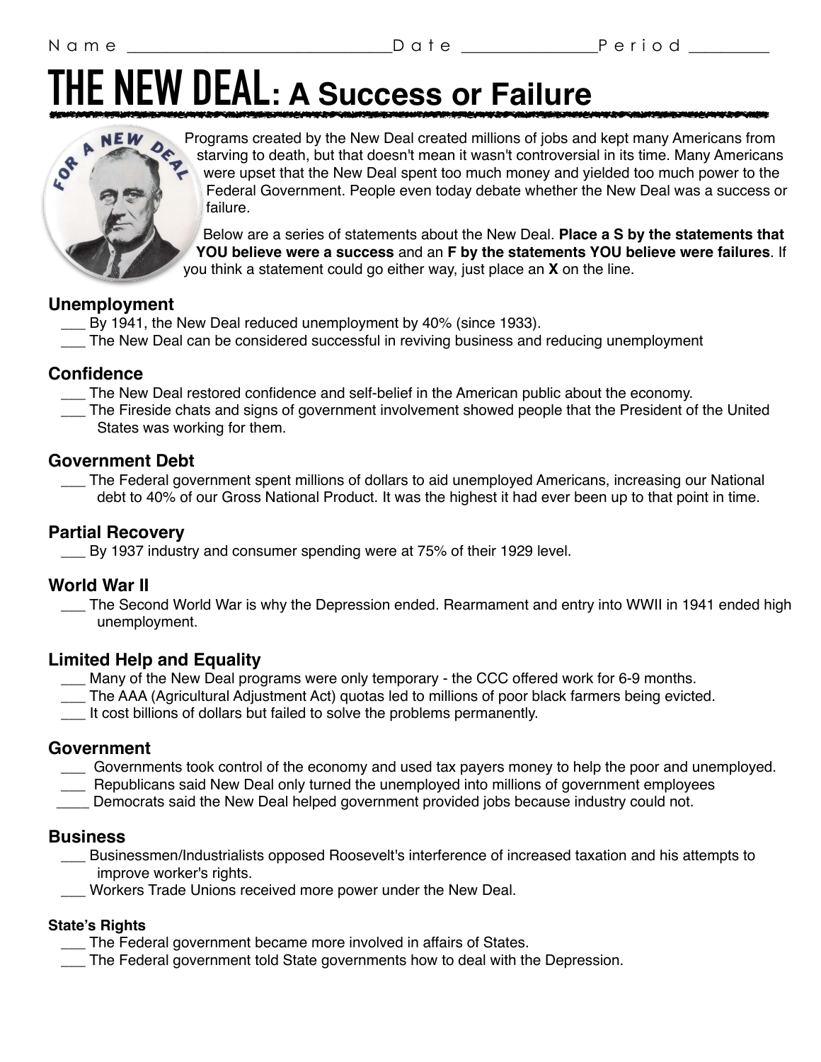Name ______________________________ Date _______________ Period _________

# THE NEW DEAL: A Success or Failure

Programs created by the New Deal created millions of jobs and kept many Americans from starving to death, but that doesn't mean it wasn't controversial in its time. Many Americans were upset that the New Deal spent too much money and yielded too much power to the Federal Government. People even today debate whether the New Deal was a success or failure.

Below are a series of statements about the New Deal. **Place a S by the statements that YOU believe were a success** and an **F by the statements YOU believe were failures**. If you think a statement could go either way, just place an **X** on the line.

### Unemployment

___ By 1941, the New Deal reduced unemployment by 40% (since 1933).
___ The New Deal can be considered successful in reviving business and reducing unemployment

### Confidence

___ The New Deal restored confidence and self-belief in the American public about the economy.
___ The Fireside chats and signs of government involvement showed people that the President of the United States was working for them.

### Government Debt

___ The Federal government spent millions of dollars to aid unemployed Americans, increasing our National debt to 40% of our Gross National Product. It was the highest it had ever been up to that point in time.

### Partial Recovery

___ By 1937 industry and consumer spending were at 75% of their 1929 level.

### World War II

___ The Second World War is why the Depression ended. Rearmament and entry into WWII in 1941 ended high unemployment.

### Limited Help and Equality

___ Many of the New Deal programs were only temporary - the CCC offered work for 6-9 months.
___ The AAA (Agricultural Adjustment Act) quotas led to millions of poor black farmers being evicted.
___ It cost billions of dollars but failed to solve the problems permanently.

### Government

___ Governments took control of the economy and used tax payers money to help the poor and unemployed.
___ Republicans said New Deal only turned the unemployed into millions of government employees
____ Democrats said the New Deal helped government provided jobs because industry could not.

### Business

___ Businessmen/Industrialists opposed Roosevelt's interference of increased taxation and his attempts to improve worker's rights.
___ Workers Trade Unions received more power under the New Deal.

#### State's Rights

___ The Federal government became more involved in affairs of States.
___ The Federal government told State governments how to deal with the Depression.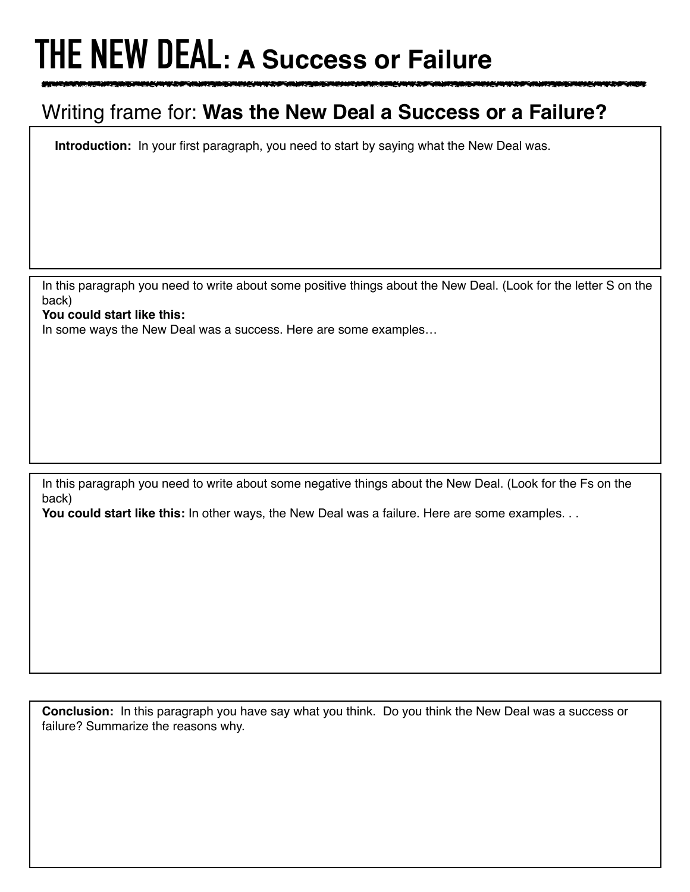# THE NEW DEAL: A Success or Failure

## Writing frame for: **Was the New Deal a Success or a Failure?**

**Introduction:** In your first paragraph, you need to start by saying what the New Deal was.

In this paragraph you need to write about some positive things about the New Deal. (Look for the letter S on the back)
**You could start like this:**
In some ways the New Deal was a success. Here are some examples…

In this paragraph you need to write about some negative things about the New Deal. (Look for the Fs on the back)
**You could start like this:** In other ways, the New Deal was a failure. Here are some examples. . .

**Conclusion:** In this paragraph you have say what you think. Do you think the New Deal was a success or failure? Summarize the reasons why.